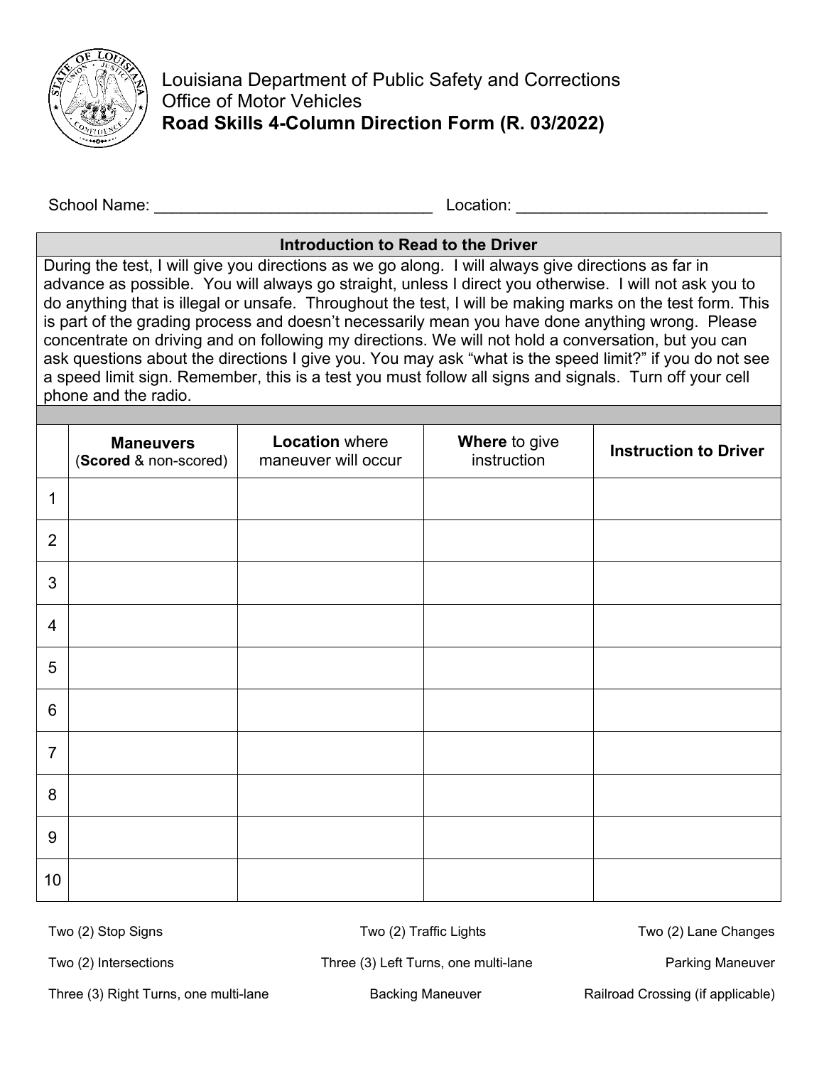Louisiana Department of Public Safety and Corrections
Office of Motor Vehicles
**Road Skills 4-Column Direction Form (R. 03/2022)**

School Name: _______________________________ Location: ____________________________

| **Introduction to Read to the Driver** |
|---|
| During the test, I will give you directions as we go along. I will always give directions as far in advance as possible. You will always go straight, unless I direct you otherwise. I will not ask you to do anything that is illegal or unsafe. Throughout the test, I will be making marks on the test form. This is part of the grading process and doesn't necessarily mean you have done anything wrong. Please concentrate on driving and on following my directions. We will not hold a conversation, but you can ask questions about the directions I give you. You may ask "what is the speed limit?" if you do not see a speed limit sign. Remember, this is a test you must follow all signs and signals. Turn off your cell phone and the radio. |

| | **Maneuvers** (**Scored** & non-scored) | **Location** where maneuver will occur | **Where** to give instruction | **Instruction to Driver** |
|---|---|---|---|---|
| 1 | | | | |
| 2 | | | | |
| 3 | | | | |
| 4 | | | | |
| 5 | | | | |
| 6 | | | | |
| 7 | | | | |
| 8 | | | | |
| 9 | | | | |
| 10 | | | | |

Two (2) Stop Signs | Two (2) Traffic Lights | Two (2) Lane Changes

Two (2) Intersections | Three (3) Left Turns, one multi-lane | Parking Maneuver

Three (3) Right Turns, one multi-lane | Backing Maneuver | Railroad Crossing (if applicable)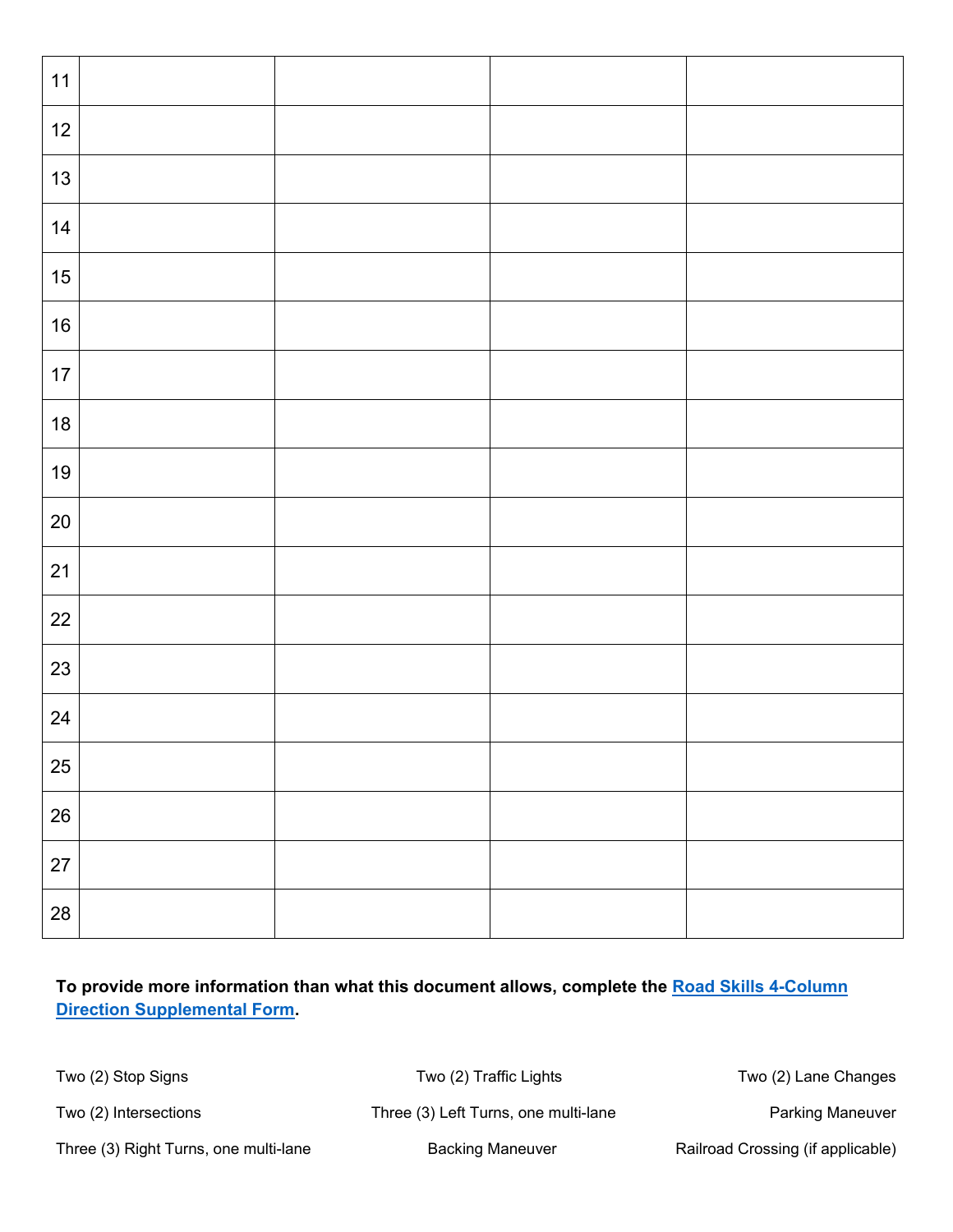| | | | | |
|---|---|---|---|---|
| 11 | | | | |
| 12 | | | | |
| 13 | | | | |
| 14 | | | | |
| 15 | | | | |
| 16 | | | | |
| 17 | | | | |
| 18 | | | | |
| 19 | | | | |
| 20 | | | | |
| 21 | | | | |
| 22 | | | | |
| 23 | | | | |
| 24 | | | | |
| 25 | | | | |
| 26 | | | | |
| 27 | | | | |
| 28 | | | | |

**To provide more information than what this document allows, complete the Road Skills 4-Column Direction Supplemental Form.**

Two (2) Stop Signs

Two (2) Traffic Lights

Two (2) Lane Changes

Two (2) Intersections

Three (3) Left Turns, one multi-lane

Parking Maneuver

Three (3) Right Turns, one multi-lane

Backing Maneuver

Railroad Crossing (if applicable)